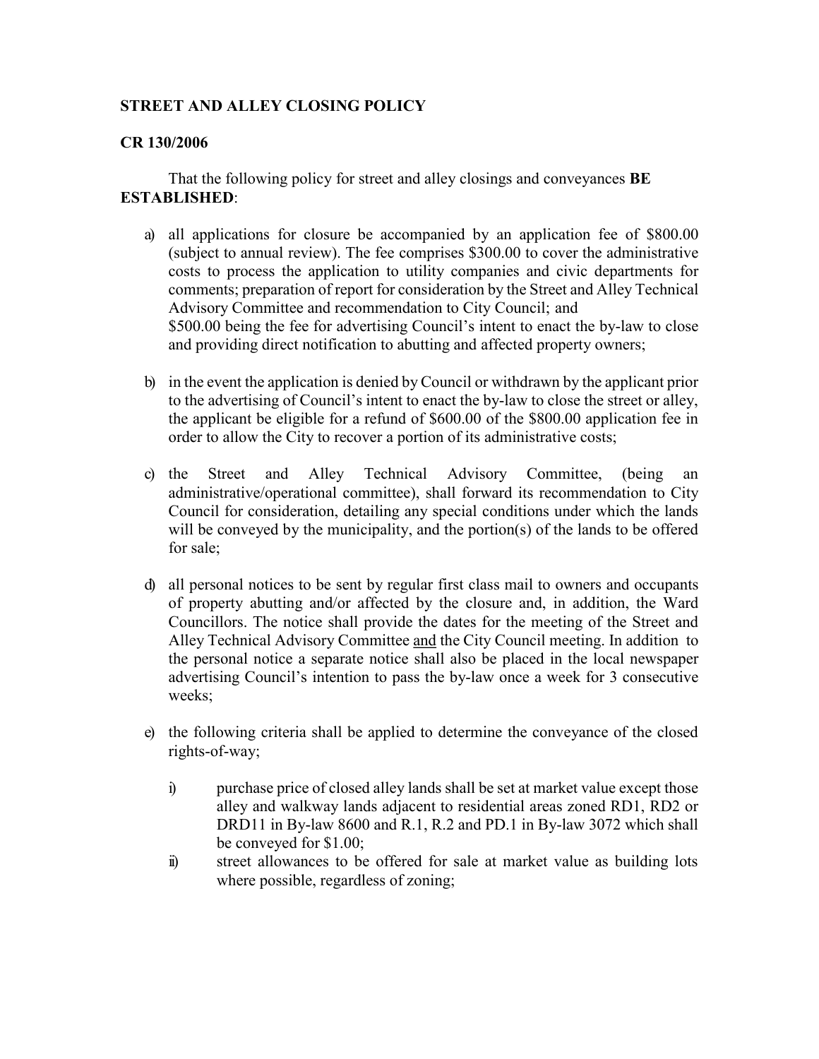# STREET AND ALLEY CLOSING POLICY

## CR 130/2006

That the following policy for street and alley closings and conveyances **BE ESTABLISHED**:

a) all applications for closure be accompanied by an application fee of $800.00 (subject to annual review). The fee comprises $300.00 to cover the administrative costs to process the application to utility companies and civic departments for comments; preparation of report for consideration by the Street and Alley Technical Advisory Committee and recommendation to City Council; and $500.00 being the fee for advertising Council's intent to enact the by-law to close and providing direct notification to abutting and affected property owners;

b) in the event the application is denied by Council or withdrawn by the applicant prior to the advertising of Council's intent to enact the by-law to close the street or alley, the applicant be eligible for a refund of $600.00 of the $800.00 application fee in order to allow the City to recover a portion of its administrative costs;

c) the Street and Alley Technical Advisory Committee, (being an administrative/operational committee), shall forward its recommendation to City Council for consideration, detailing any special conditions under which the lands will be conveyed by the municipality, and the portion(s) of the lands to be offered for sale;

d) all personal notices to be sent by regular first class mail to owners and occupants of property abutting and/or affected by the closure and, in addition, the Ward Councillors. The notice shall provide the dates for the meeting of the Street and Alley Technical Advisory Committee <u>and</u> the City Council meeting. In addition to the personal notice a separate notice shall also be placed in the local newspaper advertising Council's intention to pass the by-law once a week for 3 consecutive weeks;

e) the following criteria shall be applied to determine the conveyance of the closed rights-of-way;

   i) purchase price of closed alley lands shall be set at market value except those alley and walkway lands adjacent to residential areas zoned RD1, RD2 or DRD11 in By-law 8600 and R.1, R.2 and PD.1 in By-law 3072 which shall be conveyed for $1.00;

   ii) street allowances to be offered for sale at market value as building lots where possible, regardless of zoning;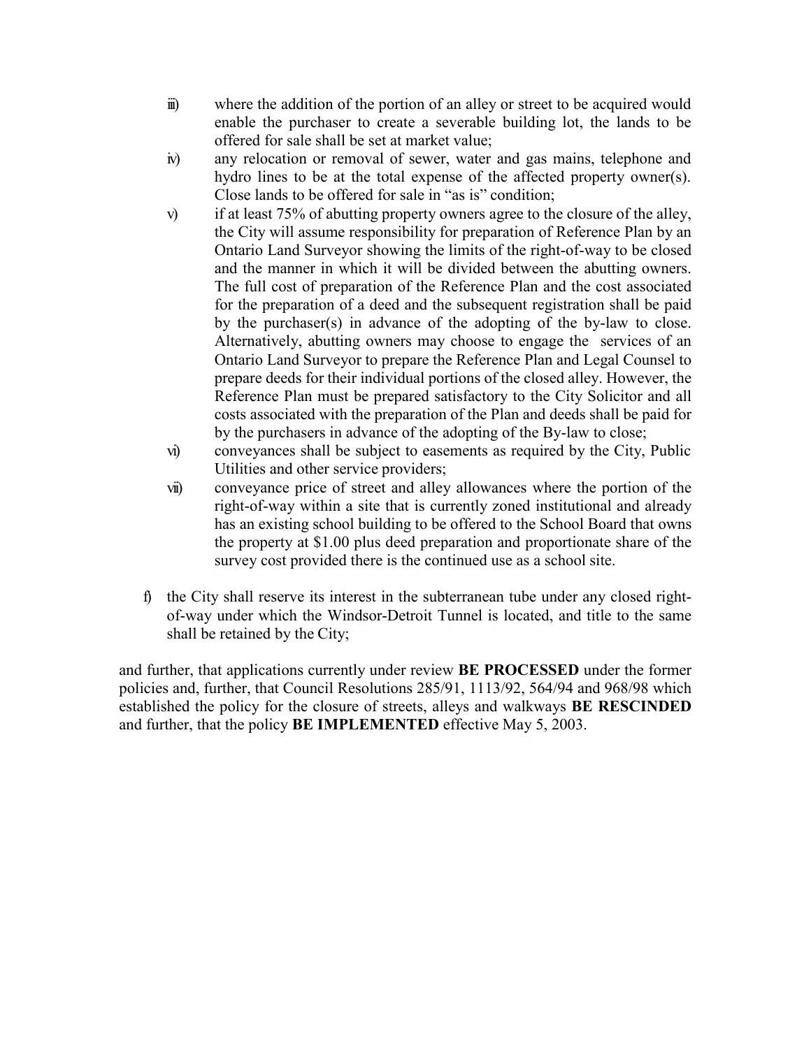iii) where the addition of the portion of an alley or street to be acquired would enable the purchaser to create a severable building lot, the lands to be offered for sale shall be set at market value;

iv) any relocation or removal of sewer, water and gas mains, telephone and hydro lines to be at the total expense of the affected property owner(s). Close lands to be offered for sale in "as is" condition;

v) if at least 75% of abutting property owners agree to the closure of the alley, the City will assume responsibility for preparation of Reference Plan by an Ontario Land Surveyor showing the limits of the right-of-way to be closed and the manner in which it will be divided between the abutting owners. The full cost of preparation of the Reference Plan and the cost associated for the preparation of a deed and the subsequent registration shall be paid by the purchaser(s) in advance of the adopting of the by-law to close. Alternatively, abutting owners may choose to engage the services of an Ontario Land Surveyor to prepare the Reference Plan and Legal Counsel to prepare deeds for their individual portions of the closed alley. However, the Reference Plan must be prepared satisfactory to the City Solicitor and all costs associated with the preparation of the Plan and deeds shall be paid for by the purchasers in advance of the adopting of the By-law to close;

vi) conveyances shall be subject to easements as required by the City, Public Utilities and other service providers;

vii) conveyance price of street and alley allowances where the portion of the right-of-way within a site that is currently zoned institutional and already has an existing school building to be offered to the School Board that owns the property at $1.00 plus deed preparation and proportionate share of the survey cost provided there is the continued use as a school site.

f) the City shall reserve its interest in the subterranean tube under any closed right-of-way under which the Windsor-Detroit Tunnel is located, and title to the same shall be retained by the City;

and further, that applications currently under review **BE PROCESSED** under the former policies and, further, that Council Resolutions 285/91, 1113/92, 564/94 and 968/98 which established the policy for the closure of streets, alleys and walkways **BE RESCINDED** and further, that the policy **BE IMPLEMENTED** effective May 5, 2003.